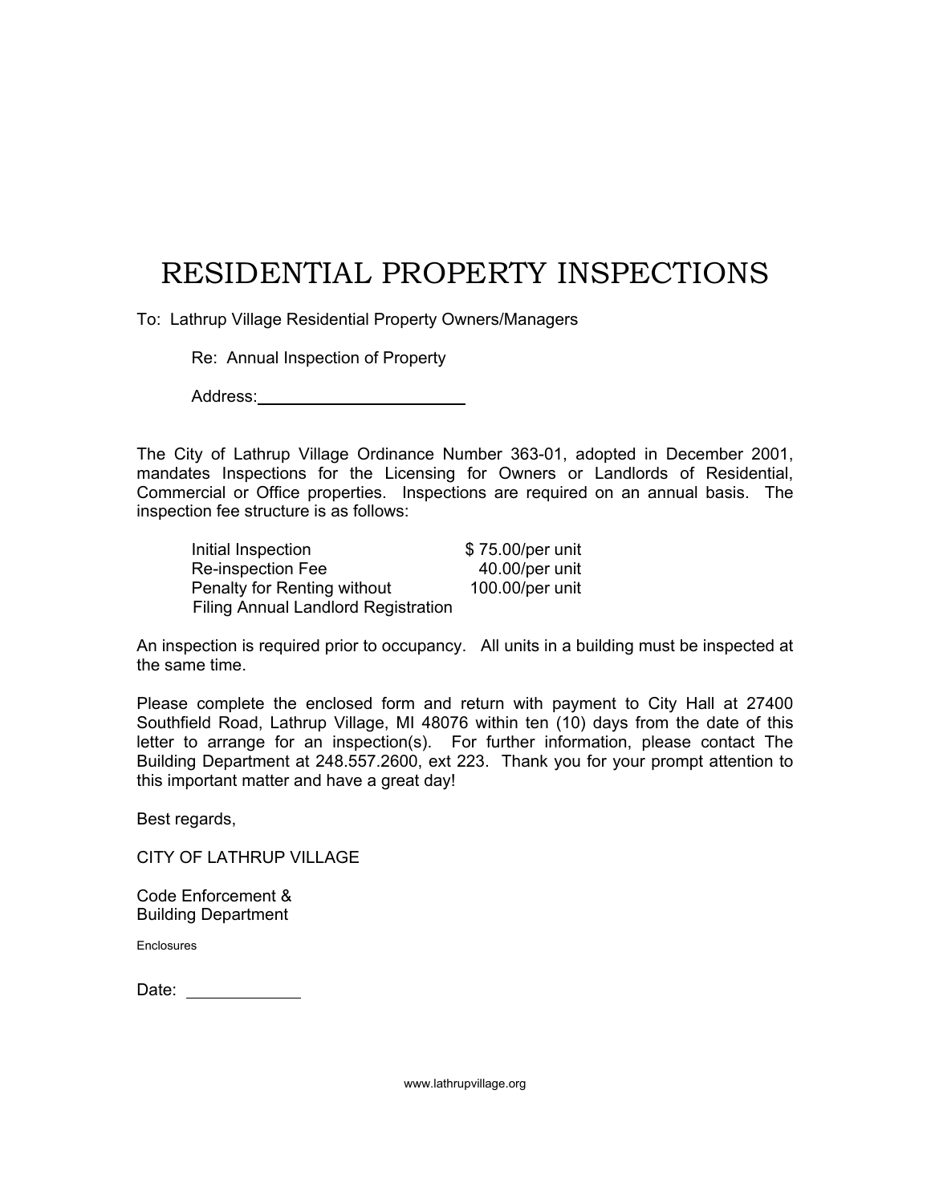# RESIDENTIAL PROPERTY INSPECTIONS

To: Lathrup Village Residential Property Owners/Managers

Re: Annual Inspection of Property

Address:\_\_\_\_\_\_\_\_\_\_\_\_\_\_\_\_\_\_\_\_\_\_\_\_

The City of Lathrup Village Ordinance Number 363-01, adopted in December 2001, mandates Inspections for the Licensing for Owners or Landlords of Residential, Commercial or Office properties. Inspections are required on an annual basis. The inspection fee structure is as follows:

| | |
|---|---|
| Initial Inspection | $ 75.00/per unit |
| Re-inspection Fee | 40.00/per unit |
| Penalty for Renting without Filing Annual Landlord Registration | 100.00/per unit |

An inspection is required prior to occupancy. All units in a building must be inspected at the same time.

Please complete the enclosed form and return with payment to City Hall at 27400 Southfield Road, Lathrup Village, MI 48076 within ten (10) days from the date of this letter to arrange for an inspection(s). For further information, please contact The Building Department at 248.557.2600, ext 223. Thank you for your prompt attention to this important matter and have a great day!

Best regards,

CITY OF LATHRUP VILLAGE

Code Enforcement &
Building Department

Enclosures

Date: \_\_\_\_\_\_\_\_\_\_\_\_\_

www.lathrupvillage.org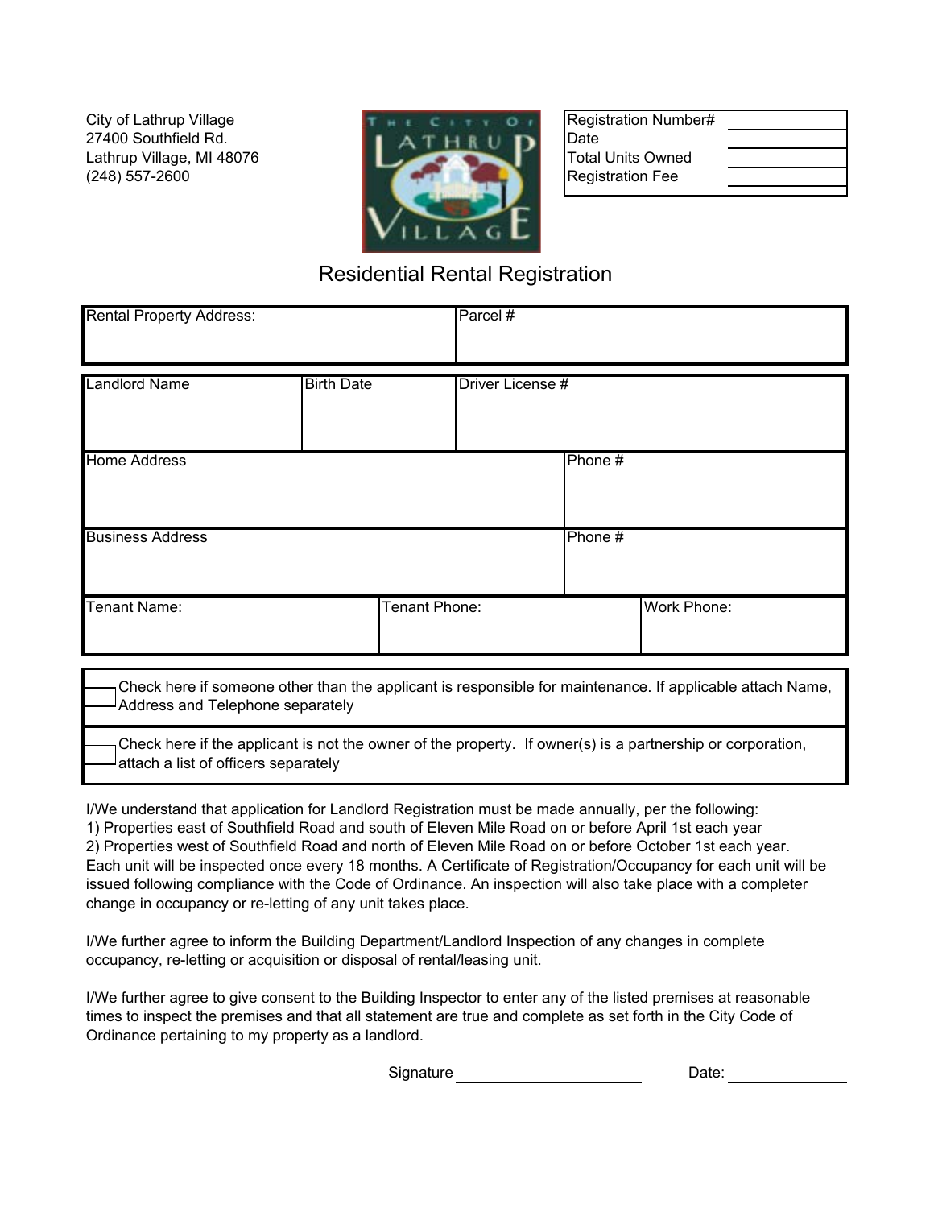City of Lathrup Village
27400 Southfield Rd.
Lathrup Village, MI 48076
(248) 557-2600

| Registration Number# | |
|---|---|
| Date | |
| Total Units Owned | |
| Registration Fee | |

# Residential Rental Registration

| Rental Property Address: | Parcel # |
|---|---|
| | |

| Landlord Name | Birth Date | Driver License # |
|---|---|---|
| | | |

| Home Address | Phone # |
|---|---|
| | |

| Business Address | Phone # |
|---|---|
| | |

| Tenant Name: | Tenant Phone: | Work Phone: |
|---|---|---|
| | | |

☐ Check here if someone other than the applicant is responsible for maintenance. If applicable attach Name, Address and Telephone separately

☐ Check here if the applicant is not the owner of the property. If owner(s) is a partnership or corporation, attach a list of officers separately

I/We understand that application for Landlord Registration must be made annually, per the following:
1) Properties east of Southfield Road and south of Eleven Mile Road on or before April 1st each year
2) Properties west of Southfield Road and north of Eleven Mile Road on or before October 1st each year.
Each unit will be inspected once every 18 months. A Certificate of Registration/Occupancy for each unit will be issued following compliance with the Code of Ordinance. An inspection will also take place with a completer change in occupancy or re-letting of any unit takes place.

I/We further agree to inform the Building Department/Landlord Inspection of any changes in complete occupancy, re-letting or acquisition or disposal of rental/leasing unit.

I/We further agree to give consent to the Building Inspector to enter any of the listed premises at reasonable times to inspect the premises and that all statement are true and complete as set forth in the City Code of Ordinance pertaining to my property as a landlord.

Signature ____________________ Date: ____________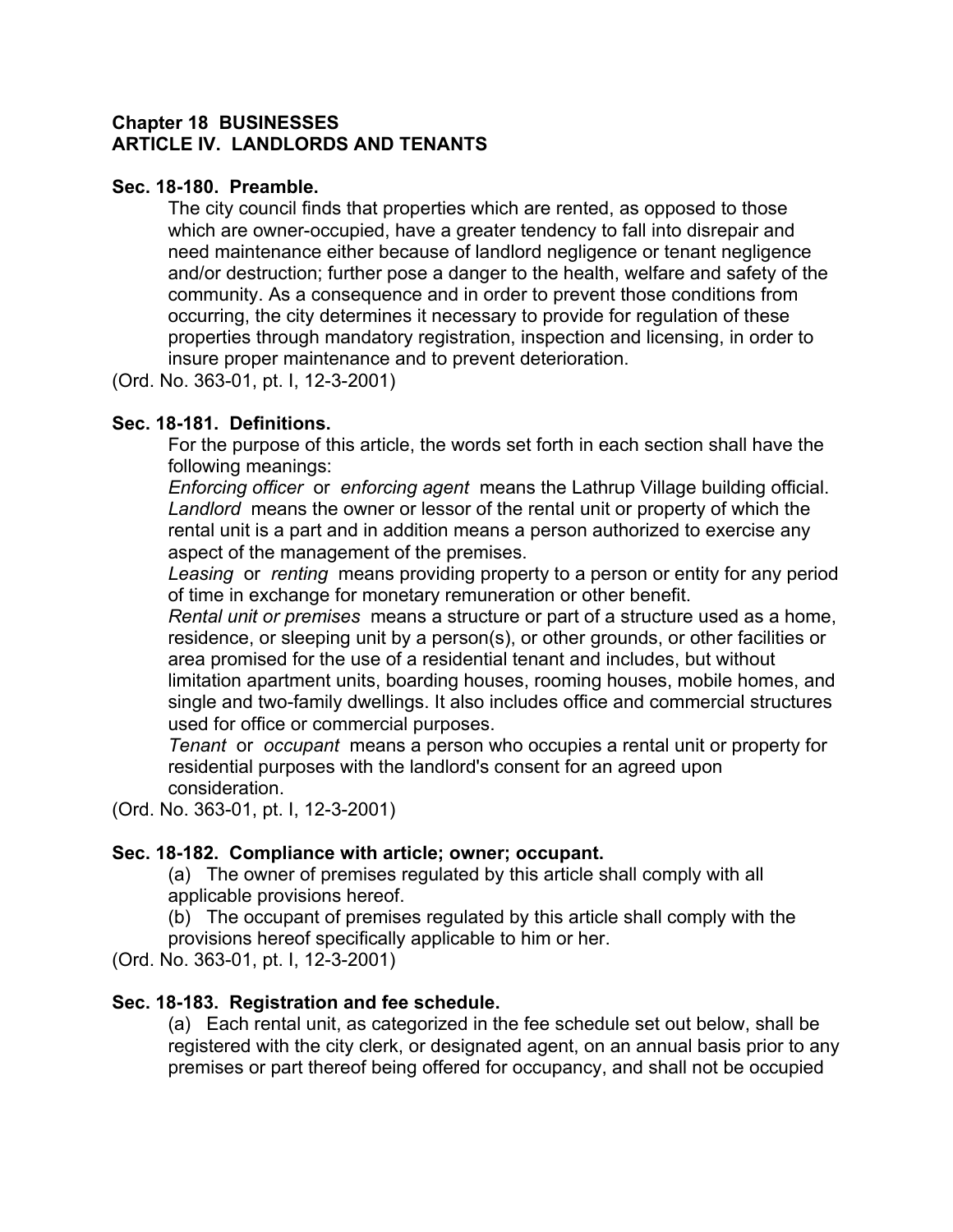## Chapter 18 BUSINESSES
## ARTICLE IV. LANDLORDS AND TENANTS

### Sec. 18-180. Preamble.

The city council finds that properties which are rented, as opposed to those which are owner-occupied, have a greater tendency to fall into disrepair and need maintenance either because of landlord negligence or tenant negligence and/or destruction; further pose a danger to the health, welfare and safety of the community. As a consequence and in order to prevent those conditions from occurring, the city determines it necessary to provide for regulation of these properties through mandatory registration, inspection and licensing, in order to insure proper maintenance and to prevent deterioration.

(Ord. No. 363-01, pt. I, 12-3-2001)

### Sec. 18-181. Definitions.

For the purpose of this article, the words set forth in each section shall have the following meanings:

*Enforcing officer* or *enforcing agent* means the Lathrup Village building official.

*Landlord* means the owner or lessor of the rental unit or property of which the rental unit is a part and in addition means a person authorized to exercise any aspect of the management of the premises.

*Leasing* or *renting* means providing property to a person or entity for any period of time in exchange for monetary remuneration or other benefit.

*Rental unit or premises* means a structure or part of a structure used as a home, residence, or sleeping unit by a person(s), or other grounds, or other facilities or area promised for the use of a residential tenant and includes, but without limitation apartment units, boarding houses, rooming houses, mobile homes, and single and two-family dwellings. It also includes office and commercial structures used for office or commercial purposes.

*Tenant* or *occupant* means a person who occupies a rental unit or property for residential purposes with the landlord's consent for an agreed upon consideration.

(Ord. No. 363-01, pt. I, 12-3-2001)

### Sec. 18-182. Compliance with article; owner; occupant.

(a) The owner of premises regulated by this article shall comply with all applicable provisions hereof.

(b) The occupant of premises regulated by this article shall comply with the provisions hereof specifically applicable to him or her.

(Ord. No. 363-01, pt. I, 12-3-2001)

### Sec. 18-183. Registration and fee schedule.

(a) Each rental unit, as categorized in the fee schedule set out below, shall be registered with the city clerk, or designated agent, on an annual basis prior to any premises or part thereof being offered for occupancy, and shall not be occupied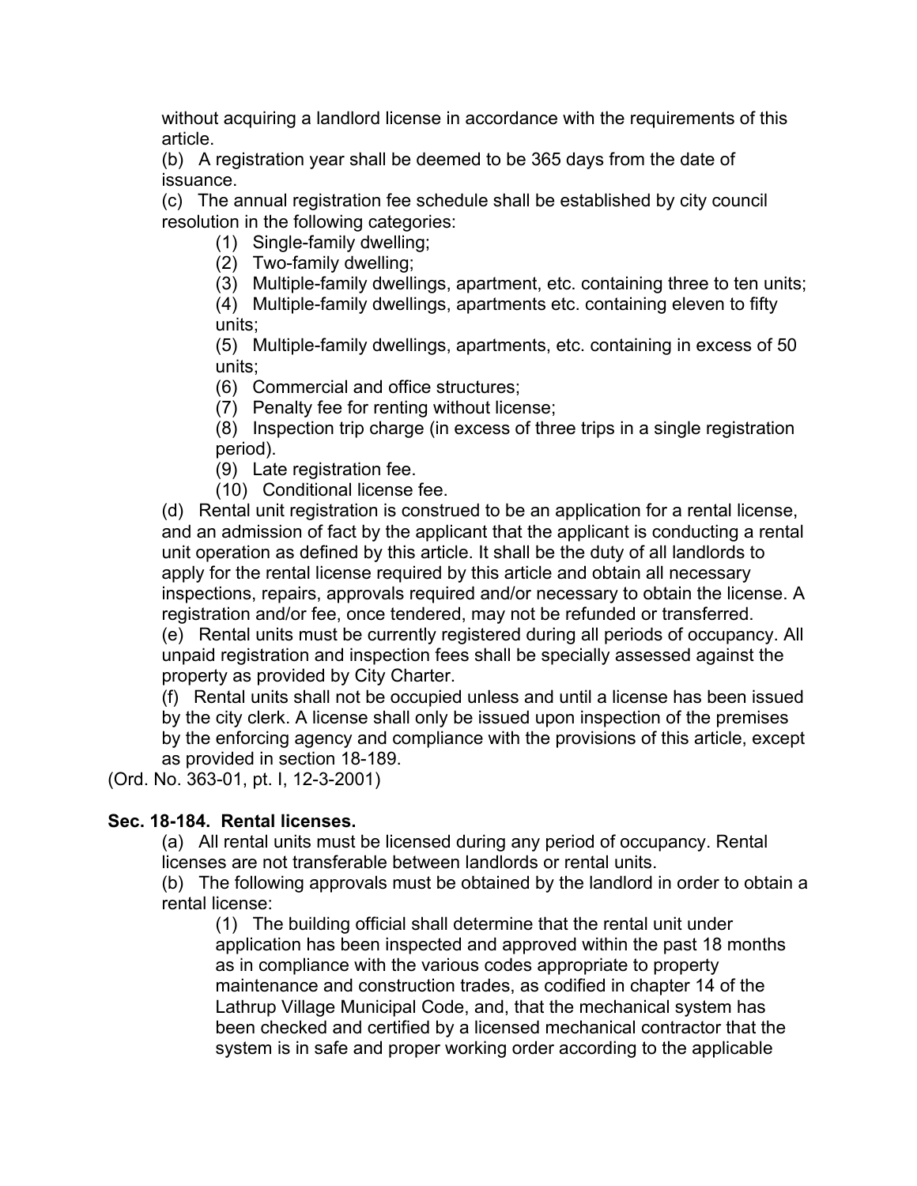without acquiring a landlord license in accordance with the requirements of this article.

(b) A registration year shall be deemed to be 365 days from the date of issuance.

(c) The annual registration fee schedule shall be established by city council resolution in the following categories:

(1) Single-family dwelling;

(2) Two-family dwelling;

(3) Multiple-family dwellings, apartment, etc. containing three to ten units;

(4) Multiple-family dwellings, apartments etc. containing eleven to fifty units;

(5) Multiple-family dwellings, apartments, etc. containing in excess of 50 units;

(6) Commercial and office structures;

(7) Penalty fee for renting without license;

(8) Inspection trip charge (in excess of three trips in a single registration period).

(9) Late registration fee.

(10) Conditional license fee.

(d) Rental unit registration is construed to be an application for a rental license, and an admission of fact by the applicant that the applicant is conducting a rental unit operation as defined by this article. It shall be the duty of all landlords to apply for the rental license required by this article and obtain all necessary inspections, repairs, approvals required and/or necessary to obtain the license. A registration and/or fee, once tendered, may not be refunded or transferred.

(e) Rental units must be currently registered during all periods of occupancy. All unpaid registration and inspection fees shall be specially assessed against the property as provided by City Charter.

(f) Rental units shall not be occupied unless and until a license has been issued by the city clerk. A license shall only be issued upon inspection of the premises by the enforcing agency and compliance with the provisions of this article, except as provided in section 18-189.

(Ord. No. 363-01, pt. I, 12-3-2001)

**Sec. 18-184. Rental licenses.**

(a) All rental units must be licensed during any period of occupancy. Rental licenses are not transferable between landlords or rental units.

(b) The following approvals must be obtained by the landlord in order to obtain a rental license:

(1) The building official shall determine that the rental unit under application has been inspected and approved within the past 18 months as in compliance with the various codes appropriate to property maintenance and construction trades, as codified in chapter 14 of the Lathrup Village Municipal Code, and, that the mechanical system has been checked and certified by a licensed mechanical contractor that the system is in safe and proper working order according to the applicable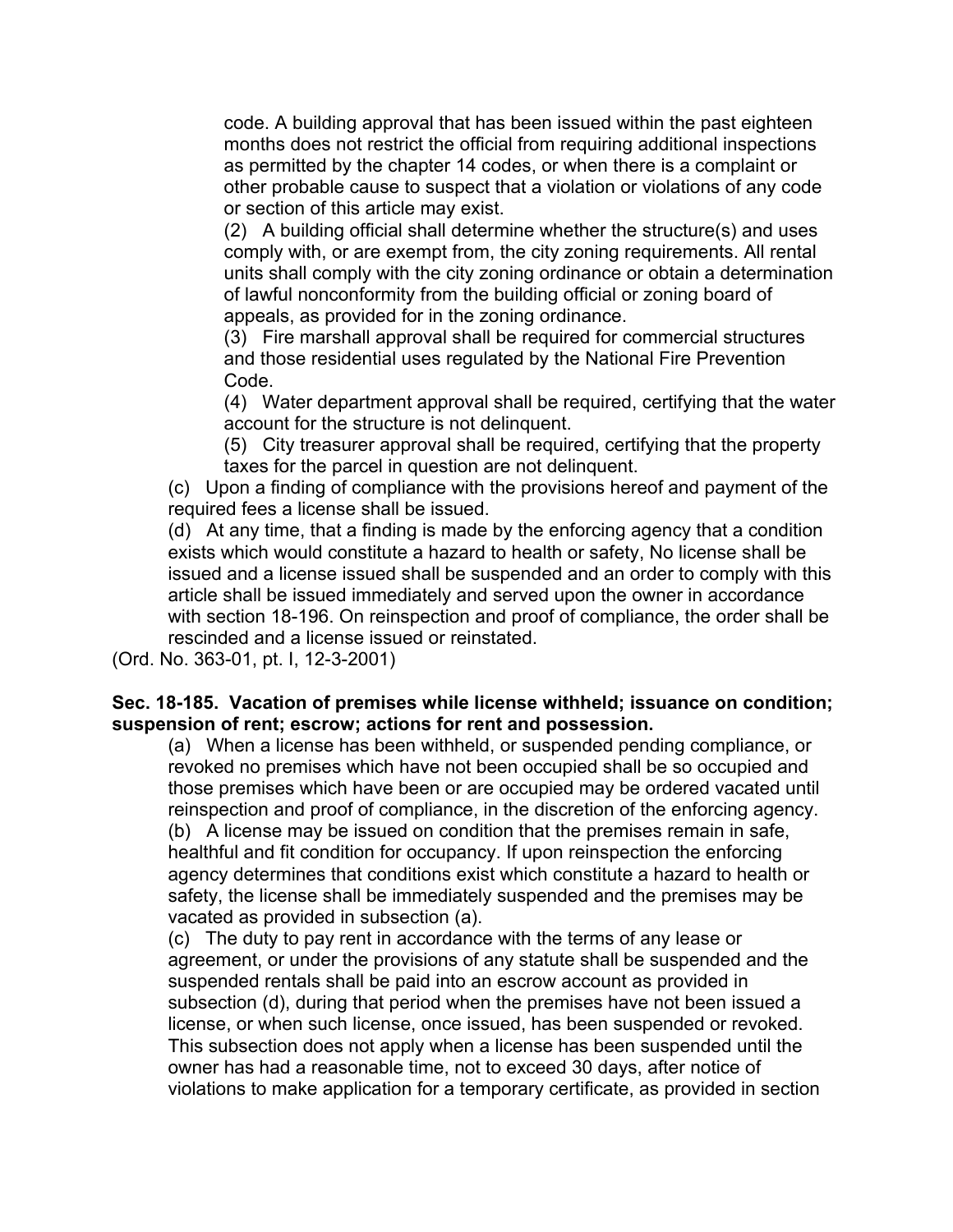code. A building approval that has been issued within the past eighteen months does not restrict the official from requiring additional inspections as permitted by the chapter 14 codes, or when there is a complaint or other probable cause to suspect that a violation or violations of any code or section of this article may exist.

(2) A building official shall determine whether the structure(s) and uses comply with, or are exempt from, the city zoning requirements. All rental units shall comply with the city zoning ordinance or obtain a determination of lawful nonconformity from the building official or zoning board of appeals, as provided for in the zoning ordinance.

(3) Fire marshall approval shall be required for commercial structures and those residential uses regulated by the National Fire Prevention Code.

(4) Water department approval shall be required, certifying that the water account for the structure is not delinquent.

(5) City treasurer approval shall be required, certifying that the property taxes for the parcel in question are not delinquent.

(c) Upon a finding of compliance with the provisions hereof and payment of the required fees a license shall be issued.

(d) At any time, that a finding is made by the enforcing agency that a condition exists which would constitute a hazard to health or safety, No license shall be issued and a license issued shall be suspended and an order to comply with this article shall be issued immediately and served upon the owner in accordance with section 18-196. On reinspection and proof of compliance, the order shall be rescinded and a license issued or reinstated.

(Ord. No. 363-01, pt. I, 12-3-2001)

**Sec. 18-185. Vacation of premises while license withheld; issuance on condition; suspension of rent; escrow; actions for rent and possession.**

(a) When a license has been withheld, or suspended pending compliance, or revoked no premises which have not been occupied shall be so occupied and those premises which have been or are occupied may be ordered vacated until reinspection and proof of compliance, in the discretion of the enforcing agency.

(b) A license may be issued on condition that the premises remain in safe, healthful and fit condition for occupancy. If upon reinspection the enforcing agency determines that conditions exist which constitute a hazard to health or safety, the license shall be immediately suspended and the premises may be vacated as provided in subsection (a).

(c) The duty to pay rent in accordance with the terms of any lease or agreement, or under the provisions of any statute shall be suspended and the suspended rentals shall be paid into an escrow account as provided in subsection (d), during that period when the premises have not been issued a license, or when such license, once issued, has been suspended or revoked. This subsection does not apply when a license has been suspended until the owner has had a reasonable time, not to exceed 30 days, after notice of violations to make application for a temporary certificate, as provided in section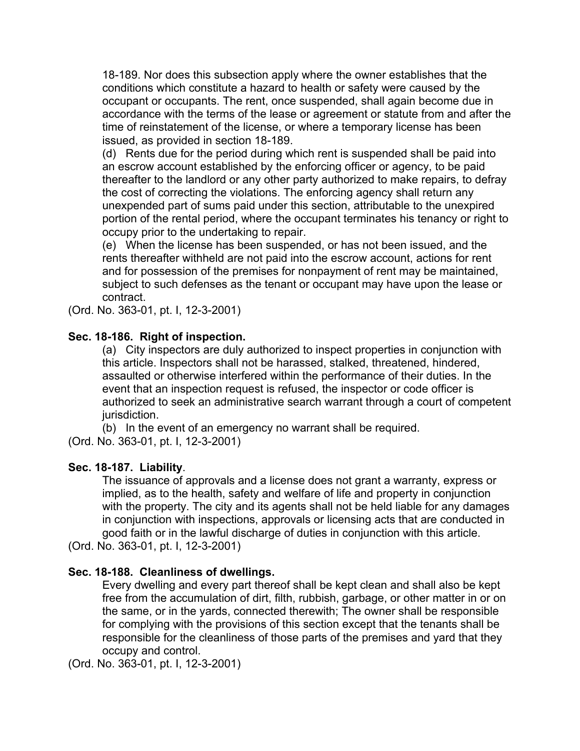18-189. Nor does this subsection apply where the owner establishes that the conditions which constitute a hazard to health or safety were caused by the occupant or occupants. The rent, once suspended, shall again become due in accordance with the terms of the lease or agreement or statute from and after the time of reinstatement of the license, or where a temporary license has been issued, as provided in section 18-189.

(d) Rents due for the period during which rent is suspended shall be paid into an escrow account established by the enforcing officer or agency, to be paid thereafter to the landlord or any other party authorized to make repairs, to defray the cost of correcting the violations. The enforcing agency shall return any unexpended part of sums paid under this section, attributable to the unexpired portion of the rental period, where the occupant terminates his tenancy or right to occupy prior to the undertaking to repair.

(e) When the license has been suspended, or has not been issued, and the rents thereafter withheld are not paid into the escrow account, actions for rent and for possession of the premises for nonpayment of rent may be maintained, subject to such defenses as the tenant or occupant may have upon the lease or contract.

(Ord. No. 363-01, pt. I, 12-3-2001)

**Sec. 18-186. Right of inspection.**

(a) City inspectors are duly authorized to inspect properties in conjunction with this article. Inspectors shall not be harassed, stalked, threatened, hindered, assaulted or otherwise interfered within the performance of their duties. In the event that an inspection request is refused, the inspector or code officer is authorized to seek an administrative search warrant through a court of competent jurisdiction.

(b) In the event of an emergency no warrant shall be required.

(Ord. No. 363-01, pt. I, 12-3-2001)

**Sec. 18-187. Liability**.

The issuance of approvals and a license does not grant a warranty, express or implied, as to the health, safety and welfare of life and property in conjunction with the property. The city and its agents shall not be held liable for any damages in conjunction with inspections, approvals or licensing acts that are conducted in good faith or in the lawful discharge of duties in conjunction with this article.

(Ord. No. 363-01, pt. I, 12-3-2001)

**Sec. 18-188. Cleanliness of dwellings.**

Every dwelling and every part thereof shall be kept clean and shall also be kept free from the accumulation of dirt, filth, rubbish, garbage, or other matter in or on the same, or in the yards, connected therewith; The owner shall be responsible for complying with the provisions of this section except that the tenants shall be responsible for the cleanliness of those parts of the premises and yard that they occupy and control.

(Ord. No. 363-01, pt. I, 12-3-2001)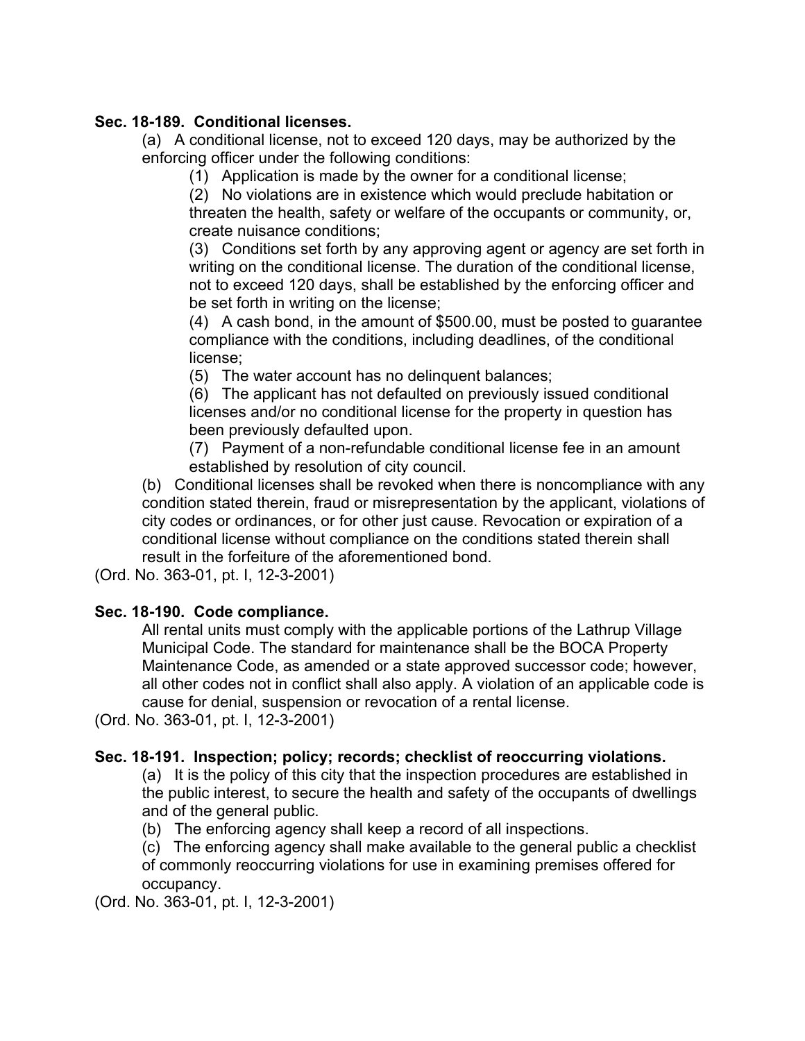**Sec. 18-189. Conditional licenses.**

(a) A conditional license, not to exceed 120 days, may be authorized by the enforcing officer under the following conditions:

(1) Application is made by the owner for a conditional license;

(2) No violations are in existence which would preclude habitation or threaten the health, safety or welfare of the occupants or community, or, create nuisance conditions;

(3) Conditions set forth by any approving agent or agency are set forth in writing on the conditional license. The duration of the conditional license, not to exceed 120 days, shall be established by the enforcing officer and be set forth in writing on the license;

(4) A cash bond, in the amount of $500.00, must be posted to guarantee compliance with the conditions, including deadlines, of the conditional license;

(5) The water account has no delinquent balances;

(6) The applicant has not defaulted on previously issued conditional licenses and/or no conditional license for the property in question has been previously defaulted upon.

(7) Payment of a non-refundable conditional license fee in an amount established by resolution of city council.

(b) Conditional licenses shall be revoked when there is noncompliance with any condition stated therein, fraud or misrepresentation by the applicant, violations of city codes or ordinances, or for other just cause. Revocation or expiration of a conditional license without compliance on the conditions stated therein shall result in the forfeiture of the aforementioned bond.

(Ord. No. 363-01, pt. I, 12-3-2001)

**Sec. 18-190. Code compliance.**

All rental units must comply with the applicable portions of the Lathrup Village Municipal Code. The standard for maintenance shall be the BOCA Property Maintenance Code, as amended or a state approved successor code; however, all other codes not in conflict shall also apply. A violation of an applicable code is cause for denial, suspension or revocation of a rental license.

(Ord. No. 363-01, pt. I, 12-3-2001)

**Sec. 18-191. Inspection; policy; records; checklist of reoccurring violations.**

(a) It is the policy of this city that the inspection procedures are established in the public interest, to secure the health and safety of the occupants of dwellings and of the general public.

(b) The enforcing agency shall keep a record of all inspections.

(c) The enforcing agency shall make available to the general public a checklist of commonly reoccurring violations for use in examining premises offered for occupancy.

(Ord. No. 363-01, pt. I, 12-3-2001)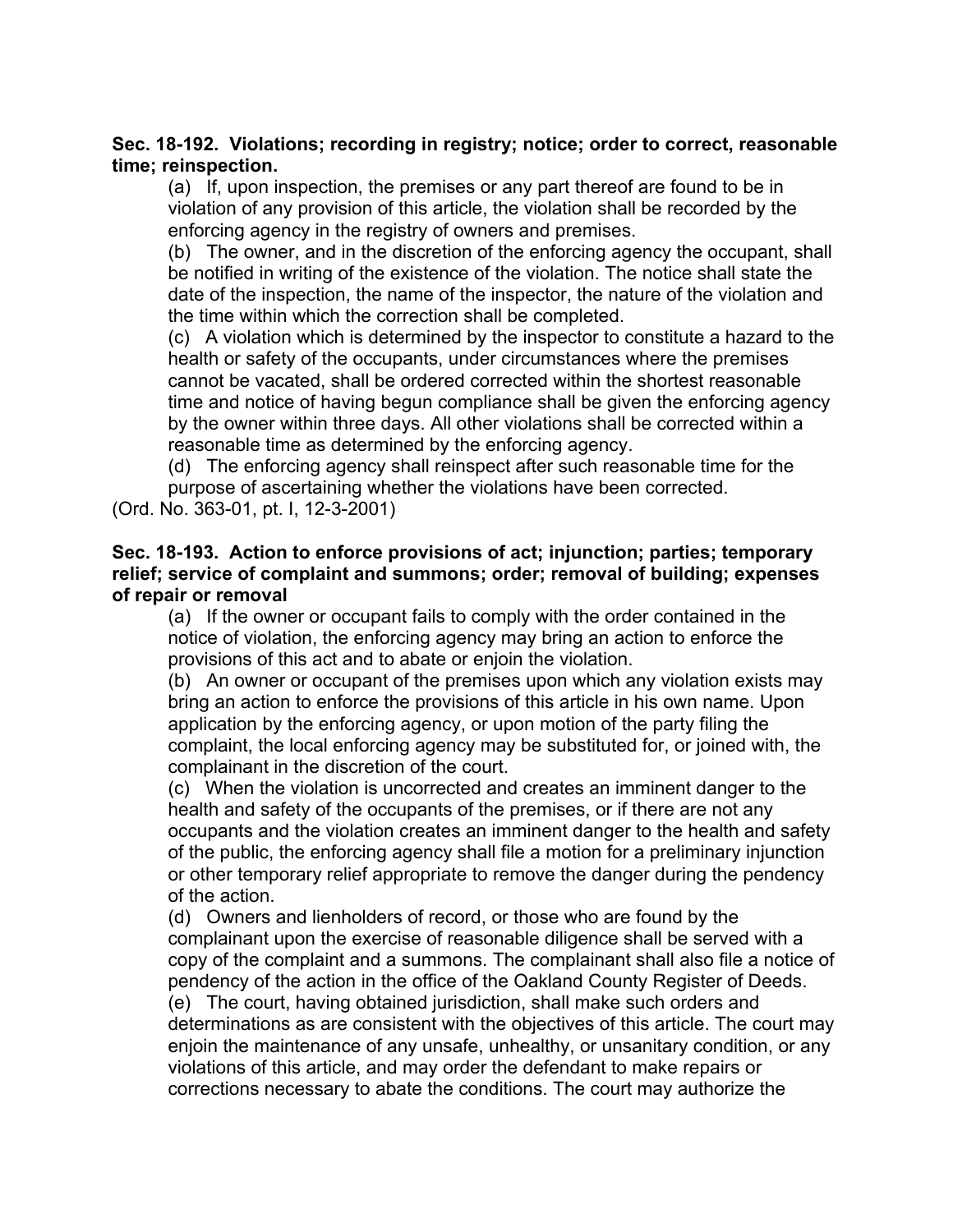**Sec. 18-192. Violations; recording in registry; notice; order to correct, reasonable time; reinspection.**

(a) If, upon inspection, the premises or any part thereof are found to be in violation of any provision of this article, the violation shall be recorded by the enforcing agency in the registry of owners and premises.

(b) The owner, and in the discretion of the enforcing agency the occupant, shall be notified in writing of the existence of the violation. The notice shall state the date of the inspection, the name of the inspector, the nature of the violation and the time within which the correction shall be completed.

(c) A violation which is determined by the inspector to constitute a hazard to the health or safety of the occupants, under circumstances where the premises cannot be vacated, shall be ordered corrected within the shortest reasonable time and notice of having begun compliance shall be given the enforcing agency by the owner within three days. All other violations shall be corrected within a reasonable time as determined by the enforcing agency.

(d) The enforcing agency shall reinspect after such reasonable time for the purpose of ascertaining whether the violations have been corrected.

(Ord. No. 363-01, pt. I, 12-3-2001)

**Sec. 18-193. Action to enforce provisions of act; injunction; parties; temporary relief; service of complaint and summons; order; removal of building; expenses of repair or removal**

(a) If the owner or occupant fails to comply with the order contained in the notice of violation, the enforcing agency may bring an action to enforce the provisions of this act and to abate or enjoin the violation.

(b) An owner or occupant of the premises upon which any violation exists may bring an action to enforce the provisions of this article in his own name. Upon application by the enforcing agency, or upon motion of the party filing the complaint, the local enforcing agency may be substituted for, or joined with, the complainant in the discretion of the court.

(c) When the violation is uncorrected and creates an imminent danger to the health and safety of the occupants of the premises, or if there are not any occupants and the violation creates an imminent danger to the health and safety of the public, the enforcing agency shall file a motion for a preliminary injunction or other temporary relief appropriate to remove the danger during the pendency of the action.

(d) Owners and lienholders of record, or those who are found by the complainant upon the exercise of reasonable diligence shall be served with a copy of the complaint and a summons. The complainant shall also file a notice of pendency of the action in the office of the Oakland County Register of Deeds.

(e) The court, having obtained jurisdiction, shall make such orders and determinations as are consistent with the objectives of this article. The court may enjoin the maintenance of any unsafe, unhealthy, or unsanitary condition, or any violations of this article, and may order the defendant to make repairs or corrections necessary to abate the conditions. The court may authorize the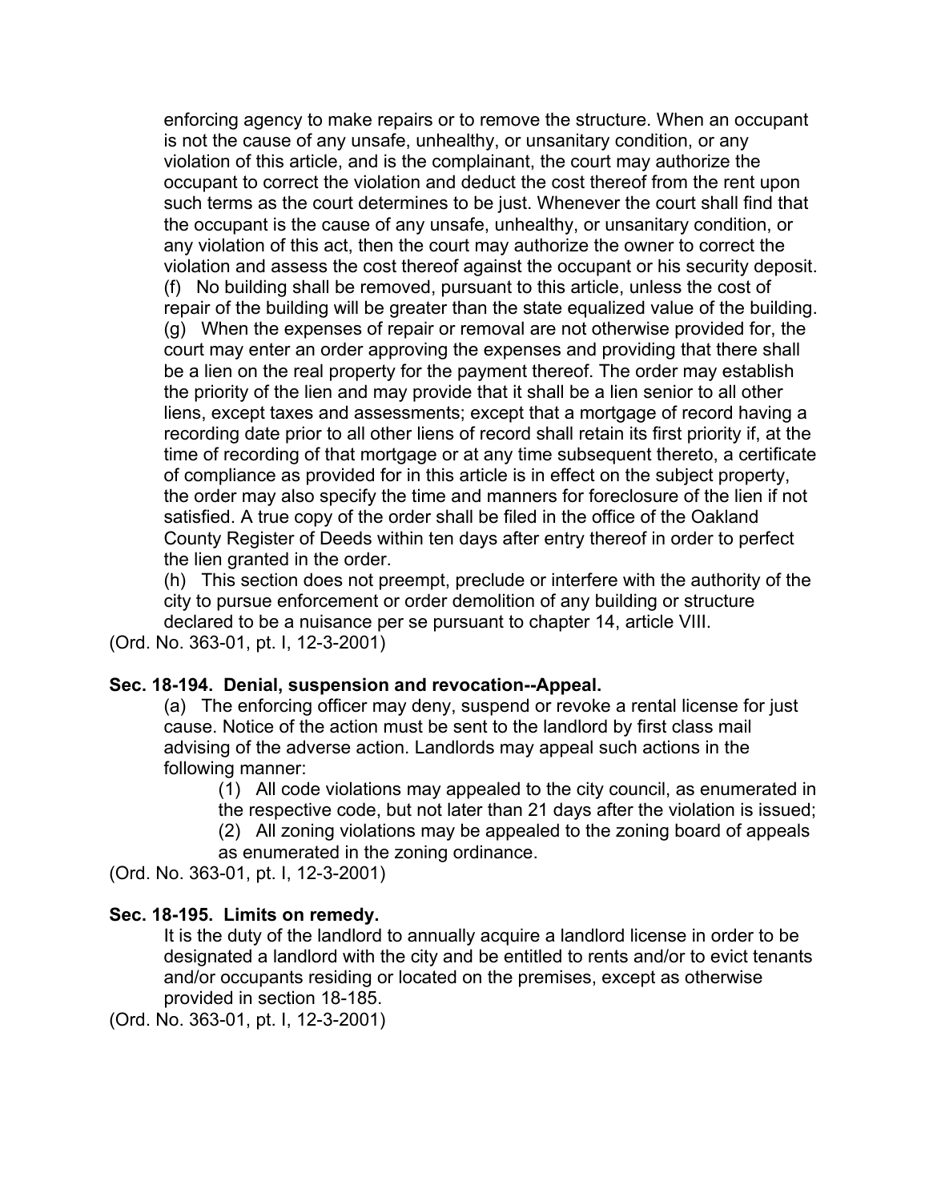enforcing agency to make repairs or to remove the structure. When an occupant is not the cause of any unsafe, unhealthy, or unsanitary condition, or any violation of this article, and is the complainant, the court may authorize the occupant to correct the violation and deduct the cost thereof from the rent upon such terms as the court determines to be just. Whenever the court shall find that the occupant is the cause of any unsafe, unhealthy, or unsanitary condition, or any violation of this act, then the court may authorize the owner to correct the violation and assess the cost thereof against the occupant or his security deposit.

(f) No building shall be removed, pursuant to this article, unless the cost of repair of the building will be greater than the state equalized value of the building.

(g) When the expenses of repair or removal are not otherwise provided for, the court may enter an order approving the expenses and providing that there shall be a lien on the real property for the payment thereof. The order may establish the priority of the lien and may provide that it shall be a lien senior to all other liens, except taxes and assessments; except that a mortgage of record having a recording date prior to all other liens of record shall retain its first priority if, at the time of recording of that mortgage or at any time subsequent thereto, a certificate of compliance as provided for in this article is in effect on the subject property, the order may also specify the time and manners for foreclosure of the lien if not satisfied. A true copy of the order shall be filed in the office of the Oakland County Register of Deeds within ten days after entry thereof in order to perfect the lien granted in the order.

(h) This section does not preempt, preclude or interfere with the authority of the city to pursue enforcement or order demolition of any building or structure declared to be a nuisance per se pursuant to chapter 14, article VIII.

(Ord. No. 363-01, pt. I, 12-3-2001)

**Sec. 18-194. Denial, suspension and revocation--Appeal.**

(a) The enforcing officer may deny, suspend or revoke a rental license for just cause. Notice of the action must be sent to the landlord by first class mail advising of the adverse action. Landlords may appeal such actions in the following manner:

(1) All code violations may appealed to the city council, as enumerated in the respective code, but not later than 21 days after the violation is issued;

(2) All zoning violations may be appealed to the zoning board of appeals as enumerated in the zoning ordinance.

(Ord. No. 363-01, pt. I, 12-3-2001)

**Sec. 18-195. Limits on remedy.**

It is the duty of the landlord to annually acquire a landlord license in order to be designated a landlord with the city and be entitled to rents and/or to evict tenants and/or occupants residing or located on the premises, except as otherwise provided in section 18-185.

(Ord. No. 363-01, pt. I, 12-3-2001)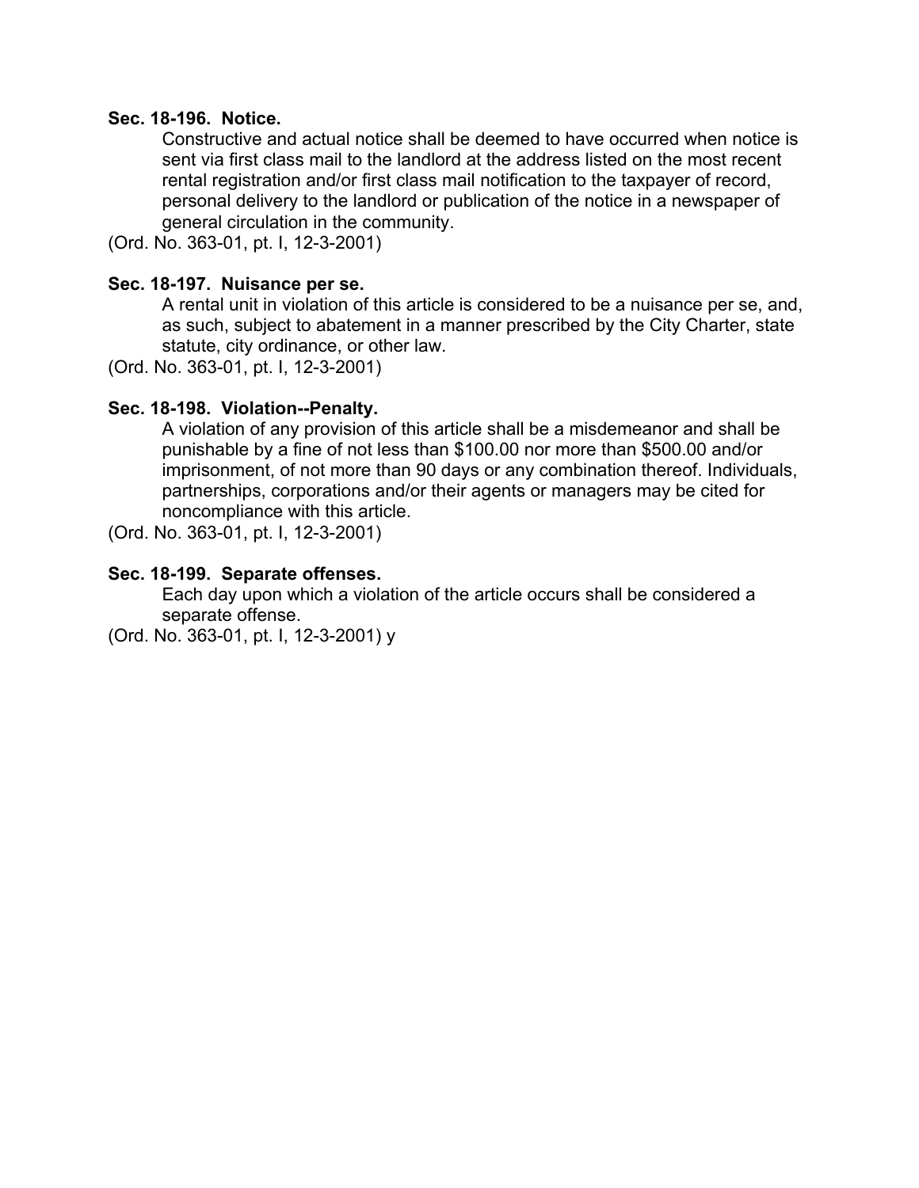**Sec. 18-196. Notice.**

Constructive and actual notice shall be deemed to have occurred when notice is sent via first class mail to the landlord at the address listed on the most recent rental registration and/or first class mail notification to the taxpayer of record, personal delivery to the landlord or publication of the notice in a newspaper of general circulation in the community.

(Ord. No. 363-01, pt. I, 12-3-2001)

**Sec. 18-197. Nuisance per se.**

A rental unit in violation of this article is considered to be a nuisance per se, and, as such, subject to abatement in a manner prescribed by the City Charter, state statute, city ordinance, or other law.

(Ord. No. 363-01, pt. I, 12-3-2001)

**Sec. 18-198. Violation--Penalty.**

A violation of any provision of this article shall be a misdemeanor and shall be punishable by a fine of not less than $100.00 nor more than $500.00 and/or imprisonment, of not more than 90 days or any combination thereof. Individuals, partnerships, corporations and/or their agents or managers may be cited for noncompliance with this article.

(Ord. No. 363-01, pt. I, 12-3-2001)

**Sec. 18-199. Separate offenses.**

Each day upon which a violation of the article occurs shall be considered a separate offense.

(Ord. No. 363-01, pt. I, 12-3-2001) y